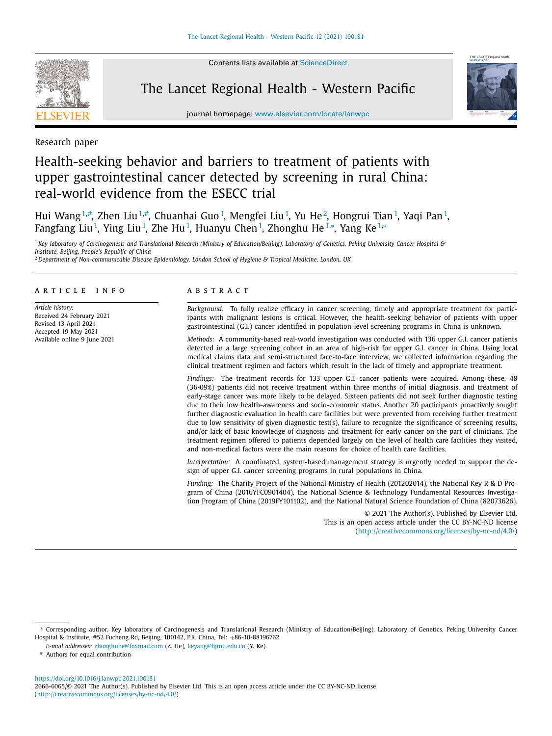Research paper

# Health-seeking behavior and barriers to treatment of patients with upper gastrointestinal cancer detected by screening in rural China: real-world evidence from the ESECC trial

Hui Wang[1,#], Zhen Liu[1,#], Chuanhai Guo[1], Mengfei Liu[1], Yu He[2], Hongrui Tian[1], Yaqi Pan[1], Fangfang Liu[1], Ying Liu[1], Zhe Hu[1], Huanyu Chen[1], Zhonghu He[1,*], Yang Ke[1,*]

[1] *Key laboratory of Carcinogenesis and Translational Research (Ministry of Education/Beijing), Laboratory of Genetics, Peking University Cancer Hospital & Institute, Beijing, People's Republic of China*

[2] *Department of Non-communicable Disease Epidemiology, London School of Hygiene & Tropical Medicine, London, UK*

## ARTICLE INFO

*Article history:*
Received 24 February 2021
Revised 13 April 2021
Accepted 19 May 2021
Available online 9 June 2021

## ABSTRACT

*Background:* To fully realize efficacy in cancer screening, timely and appropriate treatment for participants with malignant lesions is critical. However, the health-seeking behavior of patients with upper gastrointestinal (G.I.) cancer identified in population-level screening programs in China is unknown.

*Methods:* A community-based real-world investigation was conducted with 136 upper G.I. cancer patients detected in a large screening cohort in an area of high-risk for upper G.I. cancer in China. Using local medical claims data and semi-structured face-to-face interview, we collected information regarding the clinical treatment regimen and factors which result in the lack of timely and appropriate treatment.

*Findings:* The treatment records for 133 upper G.I. cancer patients were acquired. Among these, 48 (36•09%) patients did not receive treatment within three months of initial diagnosis, and treatment of early-stage cancer was more likely to be delayed. Sixteen patients did not seek further diagnostic testing due to their low health-awareness and socio-economic status. Another 20 participants proactively sought further diagnostic evaluation in health care facilities but were prevented from receiving further treatment due to low sensitivity of given diagnostic test(s), failure to recognize the significance of screening results, and/or lack of basic knowledge of diagnosis and treatment for early cancer on the part of clinicians. The treatment regimen offered to patients depended largely on the level of health care facilities they visited, and non-medical factors were the main reasons for choice of health care facilities.

*Interpretation:* A coordinated, system-based management strategy is urgently needed to support the design of upper G.I. cancer screening programs in rural populations in China.

*Funding:* The Charity Project of the National Ministry of Health (201202014), the National Key R & D Program of China (2016YFC0901404), the National Science & Technology Fundamental Resources Investigation Program of China (2019FY101102), and the National Natural Science Foundation of China (82073626).

© 2021 The Author(s). Published by Elsevier Ltd.
This is an open access article under the CC BY-NC-ND license (http://creativecommons.org/licenses/by-nc-nd/4.0/)

---

* Corresponding author. Key laboratory of Carcinogenesis and Translational Research (Ministry of Education/Beijing), Laboratory of Genetics, Peking University Cancer Hospital & Institute, #52 Fucheng Rd, Beijing, 100142, P.R. China, Tel: +86-10-88196762

*E-mail addresses:* zhonghuhe@foxmail.com (Z. He), keyang@bjmu.edu.cn (Y. Ke).

# Authors for equal contribution

https://doi.org/10.1016/j.lanwpc.2021.100181
2666-6065/© 2021 The Author(s). Published by Elsevier Ltd. This is an open access article under the CC BY-NC-ND license (http://creativecommons.org/licenses/by-nc-nd/4.0/)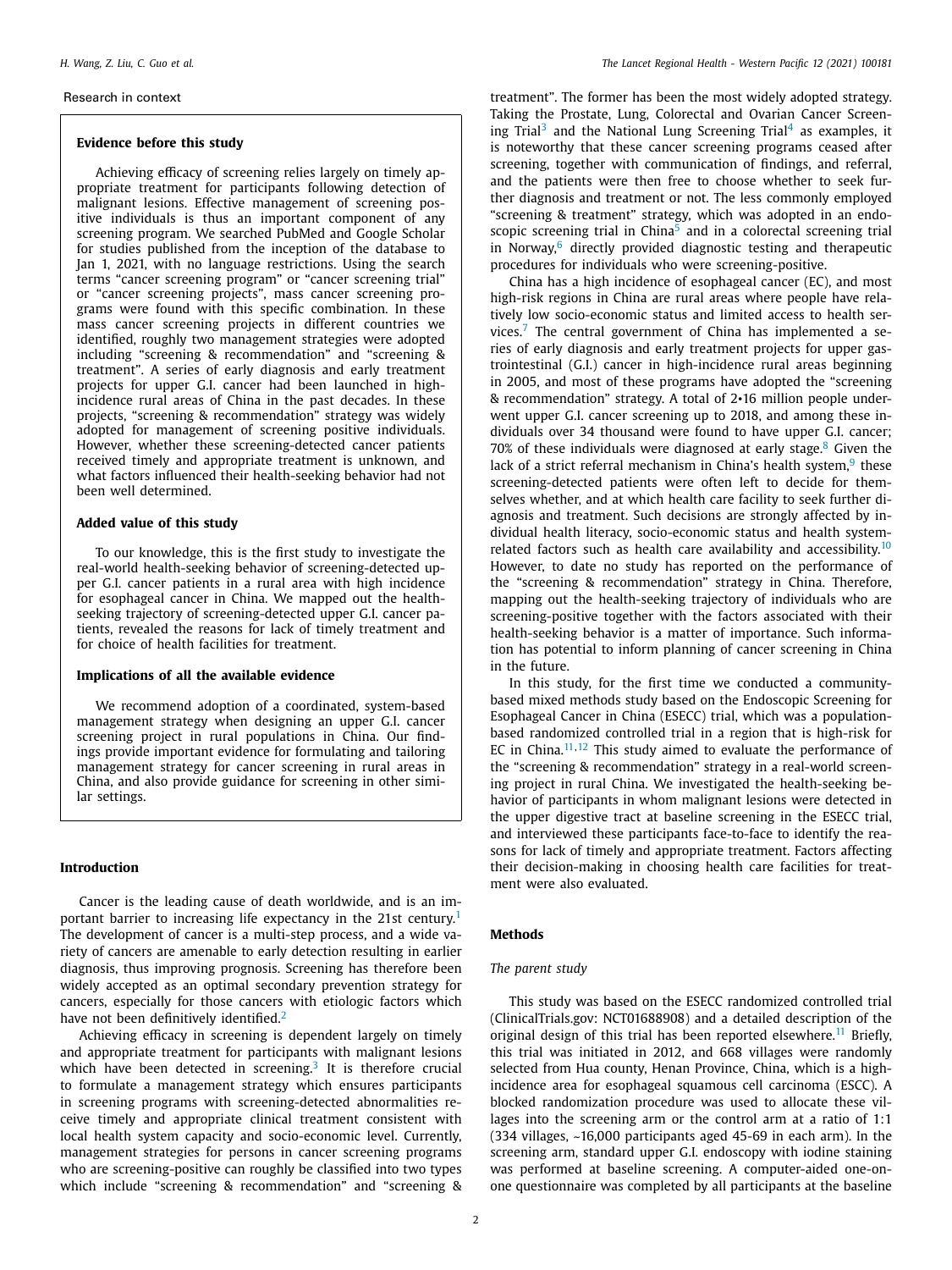Research in context

**Evidence before this study**

Achieving efficacy of screening relies largely on timely appropriate treatment for participants following detection of malignant lesions. Effective management of screening positive individuals is thus an important component of any screening program. We searched PubMed and Google Scholar for studies published from the inception of the database to Jan 1, 2021, with no language restrictions. Using the search terms "cancer screening program" or "cancer screening trial" or "cancer screening projects", mass cancer screening programs were found with this specific combination. In these mass cancer screening projects in different countries we identified, roughly two management strategies were adopted including "screening & recommendation" and "screening & treatment". A series of early diagnosis and early treatment projects for upper G.I. cancer had been launched in high-incidence rural areas of China in the past decades. In these projects, "screening & recommendation" strategy was widely adopted for management of screening positive individuals. However, whether these screening-detected cancer patients received timely and appropriate treatment is unknown, and what factors influenced their health-seeking behavior had not been well determined.

**Added value of this study**

To our knowledge, this is the first study to investigate the real-world health-seeking behavior of screening-detected upper G.I. cancer patients in a rural area with high incidence for esophageal cancer in China. We mapped out the health-seeking trajectory of screening-detected upper G.I. cancer patients, revealed the reasons for lack of timely treatment and for choice of health facilities for treatment.

**Implications of all the available evidence**

We recommend adoption of a coordinated, system-based management strategy when designing an upper G.I. cancer screening project in rural populations in China. Our findings provide important evidence for formulating and tailoring management strategy for cancer screening in rural areas in China, and also provide guidance for screening in other similar settings.

## Introduction

Cancer is the leading cause of death worldwide, and is an important barrier to increasing life expectancy in the 21st century.[1] The development of cancer is a multi-step process, and a wide variety of cancers are amenable to early detection resulting in earlier diagnosis, thus improving prognosis. Screening has therefore been widely accepted as an optimal secondary prevention strategy for cancers, especially for those cancers with etiologic factors which have not been definitively identified.[2]

Achieving efficacy in screening is dependent largely on timely and appropriate treatment for participants with malignant lesions which have been detected in screening.[3] It is therefore crucial to formulate a management strategy which ensures participants in screening programs with screening-detected abnormalities receive timely and appropriate clinical treatment consistent with local health system capacity and socio-economic level. Currently, management strategies for persons in cancer screening programs who are screening-positive can roughly be classified into two types which include "screening & recommendation" and "screening & treatment". The former has been the most widely adopted strategy. Taking the Prostate, Lung, Colorectal and Ovarian Cancer Screening Trial[3] and the National Lung Screening Trial[4] as examples, it is noteworthy that these cancer screening programs ceased after screening, together with communication of findings, and referral, and the patients were then free to choose whether to seek further diagnosis and treatment or not. The less commonly employed "screening & treatment" strategy, which was adopted in an endoscopic screening trial in China[5] and in a colorectal screening trial in Norway,[6] directly provided diagnostic testing and therapeutic procedures for individuals who were screening-positive.

China has a high incidence of esophageal cancer (EC), and most high-risk regions in China are rural areas where people have relatively low socio-economic status and limited access to health services.[7] The central government of China has implemented a series of early diagnosis and early treatment projects for upper gastrointestinal (G.I.) cancer in high-incidence rural areas beginning in 2005, and most of these programs have adopted the "screening & recommendation" strategy. A total of 2•16 million people underwent upper G.I. cancer screening up to 2018, and among these individuals over 34 thousand were found to have upper G.I. cancer; 70% of these individuals were diagnosed at early stage.[8] Given the lack of a strict referral mechanism in China's health system,[9] these screening-detected patients were often left to decide for themselves whether, and at which health care facility to seek further diagnosis and treatment. Such decisions are strongly affected by individual health literacy, socio-economic status and health system-related factors such as health care availability and accessibility.[10] However, to date no study has reported on the performance of the "screening & recommendation" strategy in China. Therefore, mapping out the health-seeking trajectory of individuals who are screening-positive together with the factors associated with their health-seeking behavior is a matter of importance. Such information has potential to inform planning of cancer screening in China in the future.

In this study, for the first time we conducted a community-based mixed methods study based on the Endoscopic Screening for Esophageal Cancer in China (ESECC) trial, which was a population-based randomized controlled trial in a region that is high-risk for EC in China.[11,12] This study aimed to evaluate the performance of the "screening & recommendation" strategy in a real-world screening project in rural China. We investigated the health-seeking behavior of participants in whom malignant lesions were detected in the upper digestive tract at baseline screening in the ESECC trial, and interviewed these participants face-to-face to identify the reasons for lack of timely and appropriate treatment. Factors affecting their decision-making in choosing health care facilities for treatment were also evaluated.

## Methods

### *The parent study*

This study was based on the ESECC randomized controlled trial (ClinicalTrials.gov: NCT01688908) and a detailed description of the original design of this trial has been reported elsewhere.[11] Briefly, this trial was initiated in 2012, and 668 villages were randomly selected from Hua county, Henan Province, China, which is a high-incidence area for esophageal squamous cell carcinoma (ESCC). A blocked randomization procedure was used to allocate these villages into the screening arm or the control arm at a ratio of 1:1 (334 villages, ~16,000 participants aged 45-69 in each arm). In the screening arm, standard upper G.I. endoscopy with iodine staining was performed at baseline screening. A computer-aided one-on-one questionnaire was completed by all participants at the baseline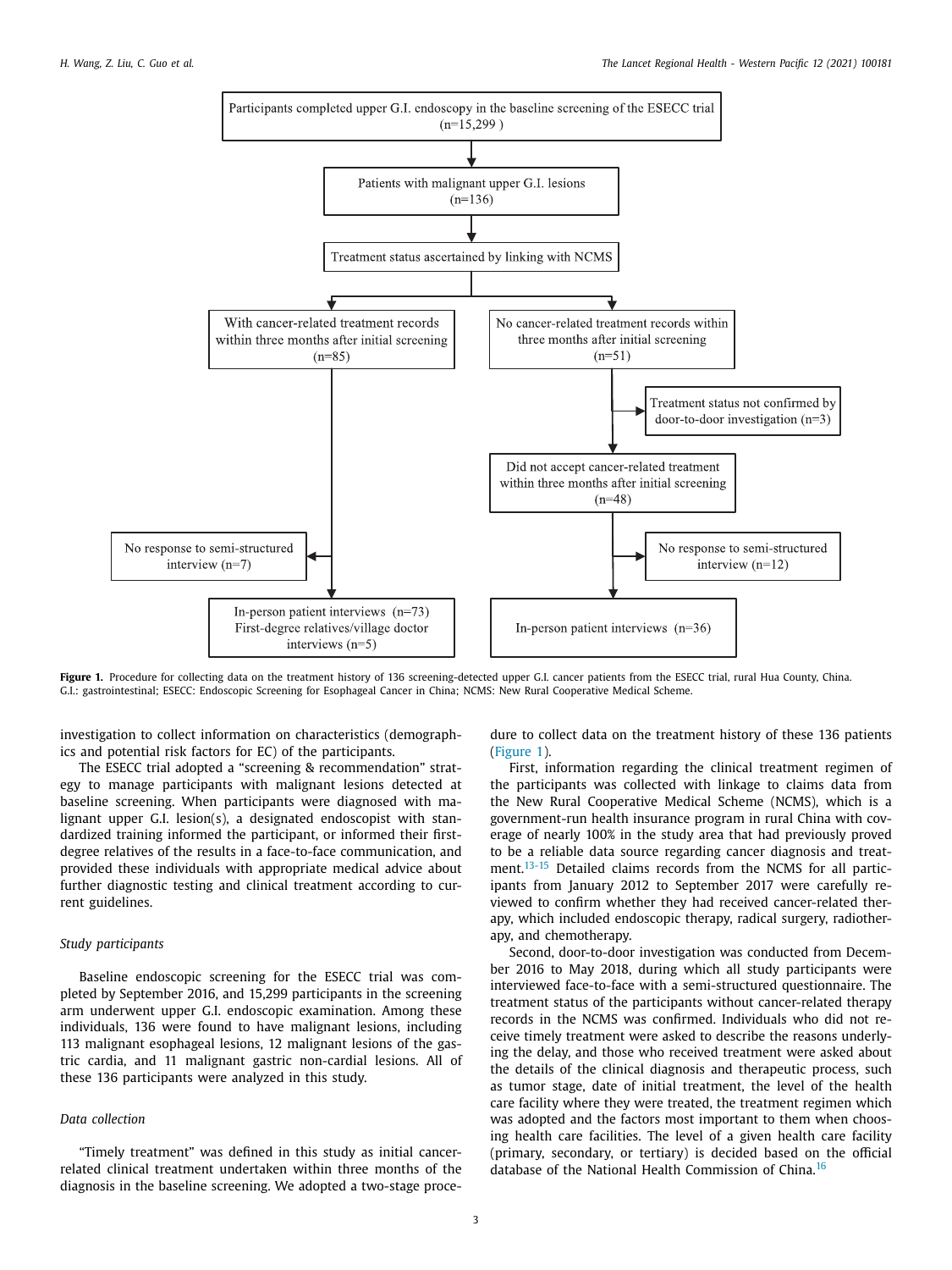Participants completed upper G.I. endoscopy in the baseline screening of the ESECC trial (n=15,299)

Patients with malignant upper G.I. lesions (n=136)

Treatment status ascertained by linking with NCMS

With cancer-related treatment records within three months after initial screening (n=85)

No cancer-related treatment records within three months after initial screening (n=51)

Treatment status not confirmed by door-to-door investigation (n=3)

Did not accept cancer-related treatment within three months after initial screening (n=48)

No response to semi-structured interview (n=7)

No response to semi-structured interview (n=12)

In-person patient interviews (n=73) First-degree relatives/village doctor interviews (n=5)

In-person patient interviews (n=36)

**Figure 1.** Procedure for collecting data on the treatment history of 136 screening-detected upper G.I. cancer patients from the ESECC trial, rural Hua County, China. G.I.: gastrointestinal; ESECC: Endoscopic Screening for Esophageal Cancer in China; NCMS: New Rural Cooperative Medical Scheme.

investigation to collect information on characteristics (demographics and potential risk factors for EC) of the participants.

The ESECC trial adopted a "screening & recommendation" strategy to manage participants with malignant lesions detected at baseline screening. When participants were diagnosed with malignant upper G.I. lesion(s), a designated endoscopist with standardized training informed the participant, or informed their first-degree relatives of the results in a face-to-face communication, and provided these individuals with appropriate medical advice about further diagnostic testing and clinical treatment according to current guidelines.

### *Study participants*

Baseline endoscopic screening for the ESECC trial was completed by September 2016, and 15,299 participants in the screening arm underwent upper G.I. endoscopic examination. Among these individuals, 136 were found to have malignant lesions, including 113 malignant esophageal lesions, 12 malignant lesions of the gastric cardia, and 11 malignant gastric non-cardial lesions. All of these 136 participants were analyzed in this study.

### *Data collection*

"Timely treatment" was defined in this study as initial cancer-related clinical treatment undertaken within three months of the diagnosis in the baseline screening. We adopted a two-stage procedure to collect data on the treatment history of these 136 patients (Figure 1).

First, information regarding the clinical treatment regimen of the participants was collected with linkage to claims data from the New Rural Cooperative Medical Scheme (NCMS), which is a government-run health insurance program in rural China with coverage of nearly 100% in the study area that had previously proved to be a reliable data source regarding cancer diagnosis and treatment.[13-15] Detailed claims records from the NCMS for all participants from January 2012 to September 2017 were carefully reviewed to confirm whether they had received cancer-related therapy, which included endoscopic therapy, radical surgery, radiotherapy, and chemotherapy.

Second, door-to-door investigation was conducted from December 2016 to May 2018, during which all study participants were interviewed face-to-face with a semi-structured questionnaire. The treatment status of the participants without cancer-related therapy records in the NCMS was confirmed. Individuals who did not receive timely treatment were asked to describe the reasons underlying the delay, and those who received treatment were asked about the details of the clinical diagnosis and therapeutic process, such as tumor stage, date of initial treatment, the level of the health care facility where they were treated, the treatment regimen which was adopted and the factors most important to them when choosing health care facilities. The level of a given health care facility (primary, secondary, or tertiary) is decided based on the official database of the National Health Commission of China.[16]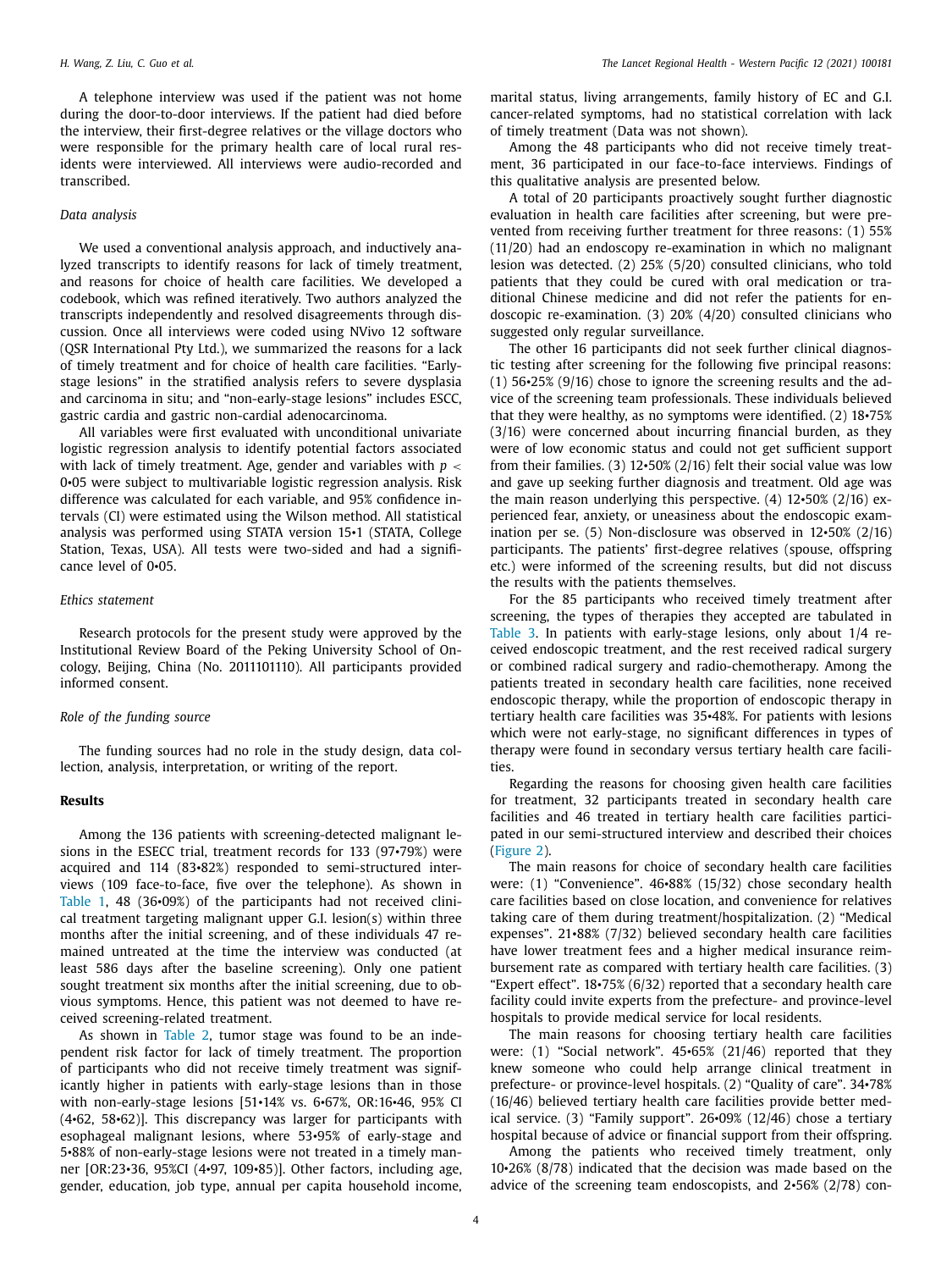A telephone interview was used if the patient was not home during the door-to-door interviews. If the patient had died before the interview, their first-degree relatives or the village doctors who were responsible for the primary health care of local rural residents were interviewed. All interviews were audio-recorded and transcribed.

### *Data analysis*

We used a conventional analysis approach, and inductively analyzed transcripts to identify reasons for lack of timely treatment, and reasons for choice of health care facilities. We developed a codebook, which was refined iteratively. Two authors analyzed the transcripts independently and resolved disagreements through discussion. Once all interviews were coded using NVivo 12 software (QSR International Pty Ltd.), we summarized the reasons for a lack of timely treatment and for choice of health care facilities. "Early-stage lesions" in the stratified analysis refers to severe dysplasia and carcinoma in situ; and "non-early-stage lesions" includes ESCC, gastric cardia and gastric non-cardial adenocarcinoma.

All variables were first evaluated with unconditional univariate logistic regression analysis to identify potential factors associated with lack of timely treatment. Age, gender and variables with $p <$ 0•05 were subject to multivariable logistic regression analysis. Risk difference was calculated for each variable, and 95% confidence intervals (CI) were estimated using the Wilson method. All statistical analysis was performed using STATA version 15•1 (STATA, College Station, Texas, USA). All tests were two-sided and had a significance level of 0•05.

### *Ethics statement*

Research protocols for the present study were approved by the Institutional Review Board of the Peking University School of Oncology, Beijing, China (No. 2011101110). All participants provided informed consent.

### *Role of the funding source*

The funding sources had no role in the study design, data collection, analysis, interpretation, or writing of the report.

## Results

Among the 136 patients with screening-detected malignant lesions in the ESECC trial, treatment records for 133 (97•79%) were acquired and 114 (83•82%) responded to semi-structured interviews (109 face-to-face, five over the telephone). As shown in Table 1, 48 (36•09%) of the participants had not received clinical treatment targeting malignant upper G.I. lesion(s) within three months after the initial screening, and of these individuals 47 remained untreated at the time the interview was conducted (at least 586 days after the baseline screening). Only one patient sought treatment six months after the initial screening, due to obvious symptoms. Hence, this patient was not deemed to have received screening-related treatment.

As shown in Table 2, tumor stage was found to be an independent risk factor for lack of timely treatment. The proportion of participants who did not receive timely treatment was significantly higher in patients with early-stage lesions than in those with non-early-stage lesions [51•14% vs. 6•67%, OR:16•46, 95% CI (4•62, 58•62)]. This discrepancy was larger for participants with esophageal malignant lesions, where 53•95% of early-stage and 5•88% of non-early-stage lesions were not treated in a timely manner [OR:23•36, 95%CI (4•97, 109•85)]. Other factors, including age, gender, education, job type, annual per capita household income, marital status, living arrangements, family history of EC and G.I. cancer-related symptoms, had no statistical correlation with lack of timely treatment (Data was not shown).

Among the 48 participants who did not receive timely treatment, 36 participated in our face-to-face interviews. Findings of this qualitative analysis are presented below.

A total of 20 participants proactively sought further diagnostic evaluation in health care facilities after screening, but were prevented from receiving further treatment for three reasons: (1) 55% (11/20) had an endoscopy re-examination in which no malignant lesion was detected. (2) 25% (5/20) consulted clinicians, who told patients that they could be cured with oral medication or traditional Chinese medicine and did not refer the patients for endoscopic re-examination. (3) 20% (4/20) consulted clinicians who suggested only regular surveillance.

The other 16 participants did not seek further clinical diagnostic testing after screening for the following five principal reasons: (1) 56•25% (9/16) chose to ignore the screening results and the advice of the screening team professionals. These individuals believed that they were healthy, as no symptoms were identified. (2) 18•75% (3/16) were concerned about incurring financial burden, as they were of low economic status and could not get sufficient support from their families. (3) 12•50% (2/16) felt their social value was low and gave up seeking further diagnosis and treatment. Old age was the main reason underlying this perspective. (4) 12•50% (2/16) experienced fear, anxiety, or uneasiness about the endoscopic examination per se. (5) Non-disclosure was observed in 12•50% (2/16) participants. The patients' first-degree relatives (spouse, offspring etc.) were informed of the screening results, but did not discuss the results with the patients themselves.

For the 85 participants who received timely treatment after screening, the types of therapies they accepted are tabulated in Table 3. In patients with early-stage lesions, only about 1/4 received endoscopic treatment, and the rest received radical surgery or combined radical surgery and radio-chemotherapy. Among the patients treated in secondary health care facilities, none received endoscopic therapy, while the proportion of endoscopic therapy in tertiary health care facilities was 35•48%. For patients with lesions which were not early-stage, no significant differences in types of therapy were found in secondary versus tertiary health care facilities.

Regarding the reasons for choosing given health care facilities for treatment, 32 participants treated in secondary health care facilities and 46 treated in tertiary health care facilities participated in our semi-structured interview and described their choices (Figure 2).

The main reasons for choice of secondary health care facilities were: (1) "Convenience". 46•88% (15/32) chose secondary health care facilities based on close location, and convenience for relatives taking care of them during treatment/hospitalization. (2) "Medical expenses". 21•88% (7/32) believed secondary health care facilities have lower treatment fees and a higher medical insurance reimbursement rate as compared with tertiary health care facilities. (3) "Expert effect". 18•75% (6/32) reported that a secondary health care facility could invite experts from the prefecture- and province-level hospitals to provide medical service for local residents.

The main reasons for choosing tertiary health care facilities were: (1) "Social network". 45•65% (21/46) reported that they knew someone who could help arrange clinical treatment in prefecture- or province-level hospitals. (2) "Quality of care". 34•78% (16/46) believed tertiary health care facilities provide better medical service. (3) "Family support". 26•09% (12/46) chose a tertiary hospital because of advice or financial support from their offspring.

Among the patients who received timely treatment, only 10•26% (8/78) indicated that the decision was made based on the advice of the screening team endoscopists, and 2•56% (2/78) con-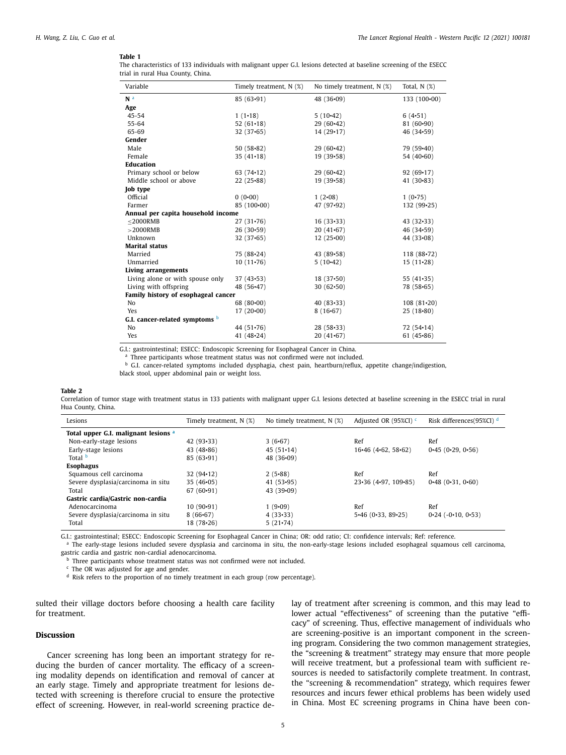**Table 1**
The characteristics of 133 individuals with malignant upper G.I. lesions detected at baseline screening of the ESECC trial in rural Hua County, China.

| Variable | Timely treatment, N (%) | No timely treatment, N (%) | Total, N (%) |
|---|---|---|---|
| **N** [a] | 85 (63•91) | 48 (36•09) | 133 (100•00) |
| **Age** | | | |
| 45-54 | 1 (1•18) | 5 (10•42) | 6 (4•51) |
| 55-64 | 52 (61•18) | 29 (60•42) | 81 (60•90) |
| 65-69 | 32 (37•65) | 14 (29•17) | 46 (34•59) |
| **Gender** | | | |
| Male | 50 (58•82) | 29 (60•42) | 79 (59•40) |
| Female | 35 (41•18) | 19 (39•58) | 54 (40•60) |
| **Education** | | | |
| Primary school or below | 63 (74•12) | 29 (60•42) | 92 (69•17) |
| Middle school or above | 22 (25•88) | 19 (39•58) | 41 (30•83) |
| **Job type** | | | |
| Official | 0 (0•00) | 1 (2•08) | 1 (0•75) |
| Farmer | 85 (100•00) | 47 (97•92) | 132 (99•25) |
| **Annual per capita household income** | | | |
| ≤2000RMB | 27 (31•76) | 16 (33•33) | 43 (32•33) |
| >2000RMB | 26 (30•59) | 20 (41•67) | 46 (34•59) |
| Unknown | 32 (37•65) | 12 (25•00) | 44 (33•08) |
| **Marital status** | | | |
| Married | 75 (88•24) | 43 (89•58) | 118 (88•72) |
| Unmarried | 10 (11•76) | 5 (10•42) | 15 (11•28) |
| **Living arrangements** | | | |
| Living alone or with spouse only | 37 (43•53) | 18 (37•50) | 55 (41•35) |
| Living with offspring | 48 (56•47) | 30 (62•50) | 78 (58•65) |
| **Family history of esophageal cancer** | | | |
| No | 68 (80•00) | 40 (83•33) | 108 (81•20) |
| Yes | 17 (20•00) | 8 (16•67) | 25 (18•80) |
| **G.I. cancer-related symptoms** [b] | | | |
| No | 44 (51•76) | 28 (58•33) | 72 (54•14) |
| Yes | 41 (48•24) | 20 (41•67) | 61 (45•86) |

G.I.: gastrointestinal; ESECC: Endoscopic Screening for Esophageal Cancer in China.
[a] Three participants whose treatment status was not confirmed were not included.
[b] G.I. cancer-related symptoms included dysphagia, chest pain, heartburn/reflux, appetite change/indigestion, black stool, upper abdominal pain or weight loss.

**Table 2**
Correlation of tumor stage with treatment status in 133 patients with malignant upper G.I. lesions detected at baseline screening in the ESECC trial in rural Hua County, China.

| Lesions | Timely treatment, N (%) | No timely treatment, N (%) | Adjusted OR (95%CI) [c] | Risk differences(95%CI) [d] |
|---|---|---|---|---|
| **Total upper G.I. malignant lesions** [a] | | | | |
| Non-early-stage lesions | 42 (93•33) | 3 (6•67) | Ref | Ref |
| Early-stage lesions | 43 (48•86) | 45 (51•14) | 16•46 (4•62, 58•62) | 0•45 (0•29, 0•56) |
| Total [b] | 85 (63•91) | 48 (36•09) | | |
| **Esophagus** | | | | |
| Squamous cell carcinoma | 32 (94•12) | 2 (5•88) | Ref | Ref |
| Severe dysplasia/carcinoma in situ | 35 (46•05) | 41 (53•95) | 23•36 (4•97, 109•85) | 0•48 (0•31, 0•60) |
| Total | 67 (60•91) | 43 (39•09) | | |
| **Gastric cardia/Gastric non-cardia** | | | | |
| Adenocarcinoma | 10 (90•91) | 1 (9•09) | Ref | Ref |
| Severe dysplasia/carcinoma in situ | 8 (66•67) | 4 (33•33) | 5•46 (0•33, 89•25) | 0•24 (-0•10, 0•53) |
| Total | 18 (78•26) | 5 (21•74) | | |

G.I.: gastrointestinal; ESECC: Endoscopic Screening for Esophageal Cancer in China; OR: odd ratio; CI: confidence intervals; Ref: reference.
[a] The early-stage lesions included severe dysplasia and carcinoma in situ, the non-early-stage lesions included esophageal squamous cell carcinoma, gastric cardia and gastric non-cardial adenocarcinoma.
[b] Three participants whose treatment status was not confirmed were not included.
[c] The OR was adjusted for age and gender.
[d] Risk refers to the proportion of no timely treatment in each group (row percentage).

sulted their village doctors before choosing a health care facility for treatment.

## Discussion

Cancer screening has long been an important strategy for reducing the burden of cancer mortality. The efficacy of a screening modality depends on identification and removal of cancer at an early stage. Timely and appropriate treatment for lesions detected with screening is therefore crucial to ensure the protective effect of screening. However, in real-world screening practice delay of treatment after screening is common, and this may lead to lower actual "effectiveness" of screening than the putative "efficacy" of screening. Thus, effective management of individuals who are screening-positive is an important component in the screening program. Considering the two common management strategies, the "screening & treatment" strategy may ensure that more people will receive treatment, but a professional team with sufficient resources is needed to satisfactorily complete treatment. In contrast, the "screening & recommendation" strategy, which requires fewer resources and incurs fewer ethical problems has been widely used in China. Most EC screening programs in China have been con-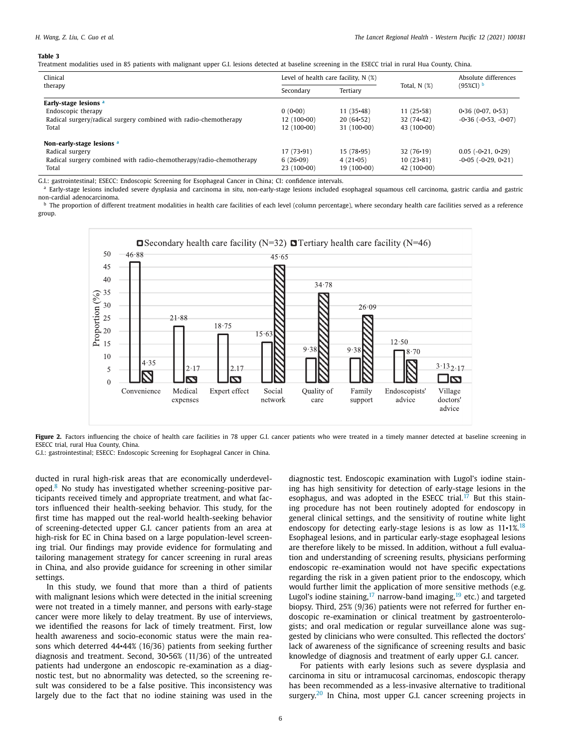**Table 3**

Treatment modalities used in 85 patients with malignant upper G.I. lesions detected at baseline screening in the ESECC trial in rural Hua County, China.

| Clinical therapy | Level of health care facility, N (%) | | Total, N (%) | Absolute differences (95%CI) [b] |
|---|---|---|---|---|
| | Secondary | Tertiary | | |
| **Early-stage lesions** [a] | | | | |
| Endoscopic therapy | 0 (0•00) | 11 (35•48) | 11 (25•58) | 0•36 (0•07, 0•53) |
| Radical surgery/radical surgery combined with radio-chemotherapy | 12 (100•00) | 20 (64•52) | 32 (74•42) | -0•36 (-0•53, -0•07) |
| Total | 12 (100•00) | 31 (100•00) | 43 (100•00) | |
| **Non-early-stage lesions** [a] | | | | |
| Radical surgery | 17 (73•91) | 15 (78•95) | 32 (76•19) | 0.05 (-0•21, 0•29) |
| Radical surgery combined with radio-chemotherapy/radio-chemotherapy | 6 (26•09) | 4 (21•05) | 10 (23•81) | -0•05 (-0•29, 0•21) |
| Total | 23 (100•00) | 19 (100•00) | 42 (100•00) | |

G.I.: gastrointestinal; ESECC: Endoscopic Screening for Esophageal Cancer in China; CI: confidence intervals.

[a] Early-stage lesions included severe dysplasia and carcinoma in situ, non-early-stage lesions included esophageal squamous cell carcinoma, gastric cardia and gastric non-cardial adenocarcinoma.

[b] The proportion of different treatment modalities in health care facilities of each level (column percentage), where secondary health care facilities served as a reference group.

**Figure 2.** Factors influencing the choice of health care facilities in 78 upper G.I. cancer patients who were treated in a timely manner detected at baseline screening in ESECC trial, rural Hua County, China.

G.I.: gastrointestinal; ESECC: Endoscopic Screening for Esophageal Cancer in China.

ducted in rural high-risk areas that are economically underdeveloped.[8] No study has investigated whether screening-positive participants received timely and appropriate treatment, and what factors influenced their health-seeking behavior. This study, for the first time has mapped out the real-world health-seeking behavior of screening-detected upper G.I. cancer patients from an area at high-risk for EC in China based on a large population-level screening trial. Our findings may provide evidence for formulating and tailoring management strategy for cancer screening in rural areas in China, and also provide guidance for screening in other similar settings.

In this study, we found that more than a third of patients with malignant lesions which were detected in the initial screening were not treated in a timely manner, and persons with early-stage cancer were more likely to delay treatment. By use of interviews, we identified the reasons for lack of timely treatment. First, low health awareness and socio-economic status were the main reasons which deterred 44•44% (16/36) patients from seeking further diagnosis and treatment. Second, 30•56% (11/36) of the untreated patients had undergone an endoscopic re-examination as a diagnostic test, but no abnormality was detected, so the screening result was considered to be a false positive. This inconsistency was largely due to the fact that no iodine staining was used in the diagnostic test. Endoscopic examination with Lugol's iodine staining has high sensitivity for detection of early-stage lesions in the esophagus, and was adopted in the ESECC trial.[17] But this staining procedure has not been routinely adopted for endoscopy in general clinical settings, and the sensitivity of routine white light endoscopy for detecting early-stage lesions is as low as 11•1%.[18] Esophageal lesions, and in particular early-stage esophageal lesions are therefore likely to be missed. In addition, without a full evaluation and understanding of screening results, physicians performing endoscopic re-examination would not have specific expectations regarding the risk in a given patient prior to the endoscopy, which would further limit the application of more sensitive methods (e.g. Lugol's iodine staining,[17] narrow-band imaging,[19] etc.) and targeted biopsy. Third, 25% (9/36) patients were not referred for further endoscopic re-examination or clinical treatment by gastroenterologists; and oral medication or regular surveillance alone was suggested by clinicians who were consulted. This reflected the doctors' lack of awareness of the significance of screening results and basic knowledge of diagnosis and treatment of early upper G.I. cancer.

For patients with early lesions such as severe dysplasia and carcinoma in situ or intramucosal carcinomas, endoscopic therapy has been recommended as a less-invasive alternative to traditional surgery.[20] In China, most upper G.I. cancer screening projects in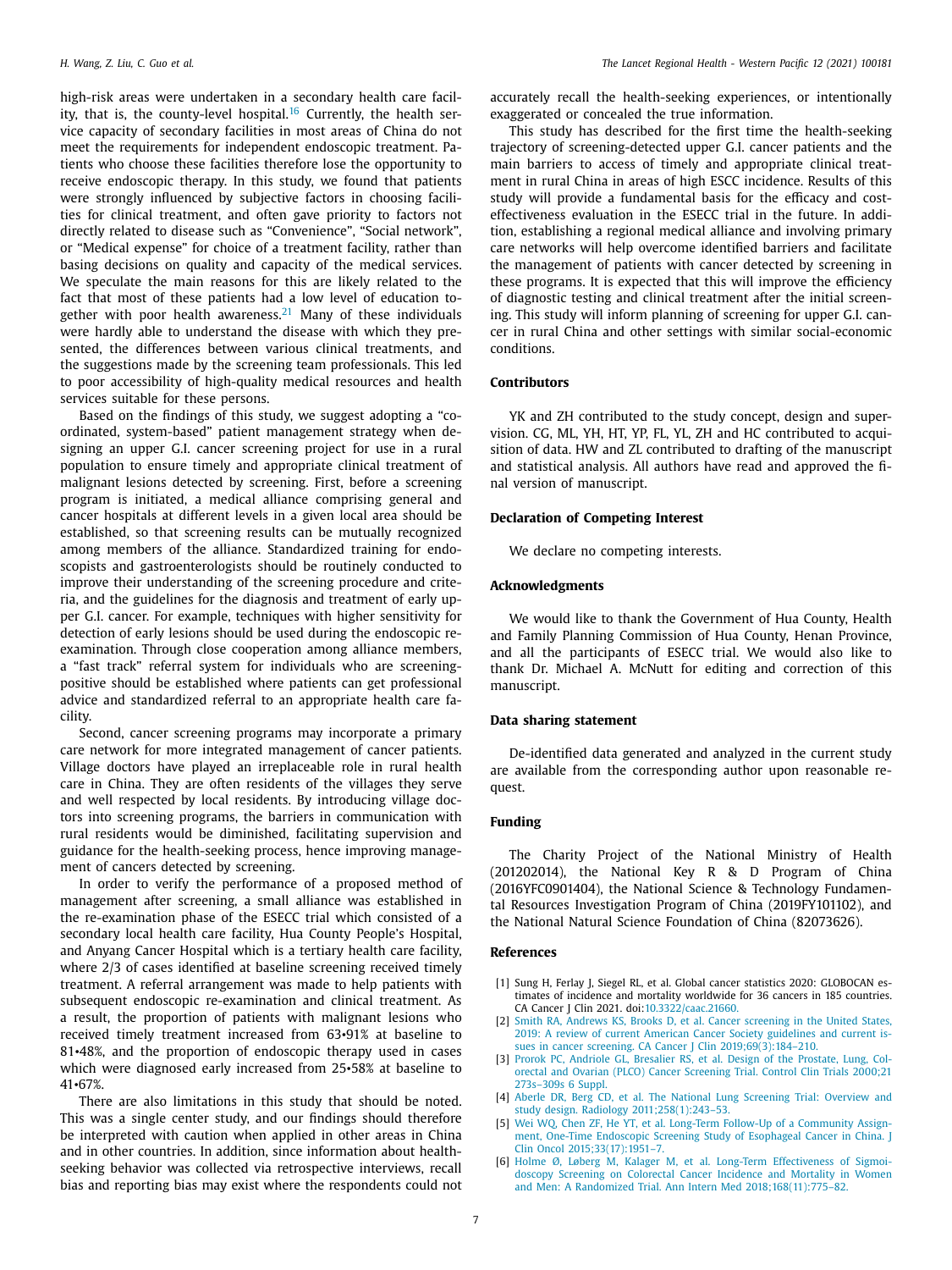high-risk areas were undertaken in a secondary health care facility, that is, the county-level hospital.[16] Currently, the health service capacity of secondary facilities in most areas of China do not meet the requirements for independent endoscopic treatment. Patients who choose these facilities therefore lose the opportunity to receive endoscopic therapy. In this study, we found that patients were strongly influenced by subjective factors in choosing facilities for clinical treatment, and often gave priority to factors not directly related to disease such as "Convenience", "Social network", or "Medical expense" for choice of a treatment facility, rather than basing decisions on quality and capacity of the medical services. We speculate the main reasons for this are likely related to the fact that most of these patients had a low level of education together with poor health awareness.[21] Many of these individuals were hardly able to understand the disease with which they presented, the differences between various clinical treatments, and the suggestions made by the screening team professionals. This led to poor accessibility of high-quality medical resources and health services suitable for these persons.

Based on the findings of this study, we suggest adopting a "coordinated, system-based" patient management strategy when designing an upper G.I. cancer screening project for use in a rural population to ensure timely and appropriate clinical treatment of malignant lesions detected by screening. First, before a screening program is initiated, a medical alliance comprising general and cancer hospitals at different levels in a given local area should be established, so that screening results can be mutually recognized among members of the alliance. Standardized training for endoscopists and gastroenterologists should be routinely conducted to improve their understanding of the screening procedure and criteria, and the guidelines for the diagnosis and treatment of early upper G.I. cancer. For example, techniques with higher sensitivity for detection of early lesions should be used during the endoscopic re-examination. Through close cooperation among alliance members, a "fast track" referral system for individuals who are screening-positive should be established where patients can get professional advice and standardized referral to an appropriate health care facility.

Second, cancer screening programs may incorporate a primary care network for more integrated management of cancer patients. Village doctors have played an irreplaceable role in rural health care in China. They are often residents of the villages they serve and well respected by local residents. By introducing village doctors into screening programs, the barriers in communication with rural residents would be diminished, facilitating supervision and guidance for the health-seeking process, hence improving management of cancers detected by screening.

In order to verify the performance of a proposed method of management after screening, a small alliance was established in the re-examination phase of the ESECC trial which consisted of a secondary local health care facility, Hua County People's Hospital, and Anyang Cancer Hospital which is a tertiary health care facility, where 2/3 of cases identified at baseline screening received timely treatment. A referral arrangement was made to help patients with subsequent endoscopic re-examination and clinical treatment. As a result, the proportion of patients with malignant lesions who received timely treatment increased from 63•91% at baseline to 81•48%, and the proportion of endoscopic therapy used in cases which were diagnosed early increased from 25•58% at baseline to 41•67%.

There are also limitations in this study that should be noted. This was a single center study, and our findings should therefore be interpreted with caution when applied in other areas in China and in other countries. In addition, since information about health-seeking behavior was collected via retrospective interviews, recall bias and reporting bias may exist where the respondents could not accurately recall the health-seeking experiences, or intentionally exaggerated or concealed the true information.

This study has described for the first time the health-seeking trajectory of screening-detected upper G.I. cancer patients and the main barriers to access of timely and appropriate clinical treatment in rural China in areas of high ESCC incidence. Results of this study will provide a fundamental basis for the efficacy and cost-effectiveness evaluation in the ESECC trial in the future. In addition, establishing a regional medical alliance and involving primary care networks will help overcome identified barriers and facilitate the management of patients with cancer detected by screening in these programs. It is expected that this will improve the efficiency of diagnostic testing and clinical treatment after the initial screening. This study will inform planning of screening for upper G.I. cancer in rural China and other settings with similar social-economic conditions.

## Contributors

YK and ZH contributed to the study concept, design and supervision. CG, ML, YH, HT, YP, FL, YL, ZH and HC contributed to acquisition of data. HW and ZL contributed to drafting of the manuscript and statistical analysis. All authors have read and approved the final version of manuscript.

## Declaration of Competing Interest

We declare no competing interests.

## Acknowledgments

We would like to thank the Government of Hua County, Health and Family Planning Commission of Hua County, Henan Province, and all the participants of ESECC trial. We would also like to thank Dr. Michael A. McNutt for editing and correction of this manuscript.

## Data sharing statement

De-identified data generated and analyzed in the current study are available from the corresponding author upon reasonable request.

## Funding

The Charity Project of the National Ministry of Health (201202014), the National Key R & D Program of China (2016YFC0901404), the National Science & Technology Fundamental Resources Investigation Program of China (2019FY101102), and the National Natural Science Foundation of China (82073626).

## References

[1] Sung H, Ferlay J, Siegel RL, et al. Global cancer statistics 2020: GLOBOCAN estimates of incidence and mortality worldwide for 36 cancers in 185 countries. CA Cancer J Clin 2021. doi:10.3322/caac.21660.

[2] Smith RA, Andrews KS, Brooks D, et al. Cancer screening in the United States, 2019: A review of current American Cancer Society guidelines and current issues in cancer screening. CA Cancer J Clin 2019;69(3):184–210.

[3] Prorok PC, Andriole GL, Bresalier RS, et al. Design of the Prostate, Lung, Colorectal and Ovarian (PLCO) Cancer Screening Trial. Control Clin Trials 2000;21 273s–309s 6 Suppl.

[4] Aberle DR, Berg CD, et al. The National Lung Screening Trial: Overview and study design. Radiology 2011;258(1):243–53.

[5] Wei WQ, Chen ZF, He YT, et al. Long-Term Follow-Up of a Community Assignment, One-Time Endoscopic Screening Study of Esophageal Cancer in China. J Clin Oncol 2015;33(17):1951–7.

[6] Holme Ø, Løberg M, Kalager M, et al. Long-Term Effectiveness of Sigmoidoscopy Screening on Colorectal Cancer Incidence and Mortality in Women and Men: A Randomized Trial. Ann Intern Med 2018;168(11):775–82.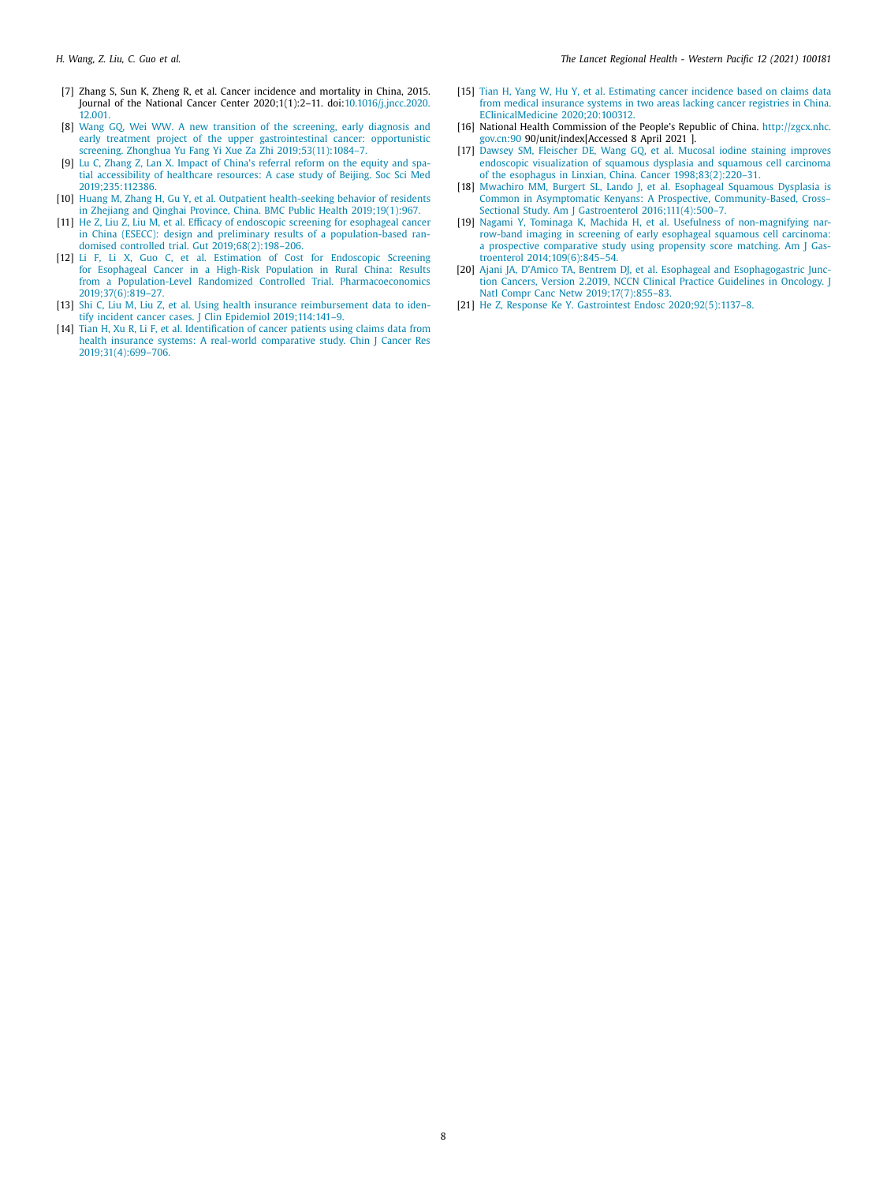[7] Zhang S, Sun K, Zheng R, et al. Cancer incidence and mortality in China, 2015. Journal of the National Cancer Center 2020;1(1):2–11. doi:10.1016/j.jncc.2020.12.001.

[8] Wang GQ, Wei WW. A new transition of the screening, early diagnosis and early treatment project of the upper gastrointestinal cancer: opportunistic screening. Zhonghua Yu Fang Yi Xue Za Zhi 2019;53(11):1084–7.

[9] Lu C, Zhang Z, Lan X. Impact of China's referral reform on the equity and spatial accessibility of healthcare resources: A case study of Beijing. Soc Sci Med 2019;235:112386.

[10] Huang M, Zhang H, Gu Y, et al. Outpatient health-seeking behavior of residents in Zhejiang and Qinghai Province, China. BMC Public Health 2019;19(1):967.

[11] He Z, Liu Z, Liu M, et al. Efficacy of endoscopic screening for esophageal cancer in China (ESECC): design and preliminary results of a population-based randomised controlled trial. Gut 2019;68(2):198–206.

[12] Li F, Li X, Guo C, et al. Estimation of Cost for Endoscopic Screening for Esophageal Cancer in a High-Risk Population in Rural China: Results from a Population-Level Randomized Controlled Trial. Pharmacoeconomics 2019;37(6):819–27.

[13] Shi C, Liu M, Liu Z, et al. Using health insurance reimbursement data to identify incident cancer cases. J Clin Epidemiol 2019;114:141–9.

[14] Tian H, Xu R, Li F, et al. Identification of cancer patients using claims data from health insurance systems: A real-world comparative study. Chin J Cancer Res 2019;31(4):699–706.

[15] Tian H, Yang W, Hu Y, et al. Estimating cancer incidence based on claims data from medical insurance systems in two areas lacking cancer registries in China. EClinicalMedicine 2020;20:100312.

[16] National Health Commission of the People's Republic of China. http://zgcx.nhc.gov.cn:90 90/unit/index[Accessed 8 April 2021 ].

[17] Dawsey SM, Fleischer DE, Wang GQ, et al. Mucosal iodine staining improves endoscopic visualization of squamous dysplasia and squamous cell carcinoma of the esophagus in Linxian, China. Cancer 1998;83(2):220–31.

[18] Mwachiro MM, Burgert SL, Lando J, et al. Esophageal Squamous Dysplasia is Common in Asymptomatic Kenyans: A Prospective, Community-Based, Cross-Sectional Study. Am J Gastroenterol 2016;111(4):500–7.

[19] Nagami Y, Tominaga K, Machida H, et al. Usefulness of non-magnifying narrow-band imaging in screening of early esophageal squamous cell carcinoma: a prospective comparative study using propensity score matching. Am J Gastroenterol 2014;109(6):845–54.

[20] Ajani JA, D'Amico TA, Bentrem DJ, et al. Esophageal and Esophagogastric Junction Cancers, Version 2.2019, NCCN Clinical Practice Guidelines in Oncology. J Natl Compr Canc Netw 2019;17(7):855–83.

[21] He Z, Response Ke Y. Gastrointest Endosc 2020;92(5):1137–8.